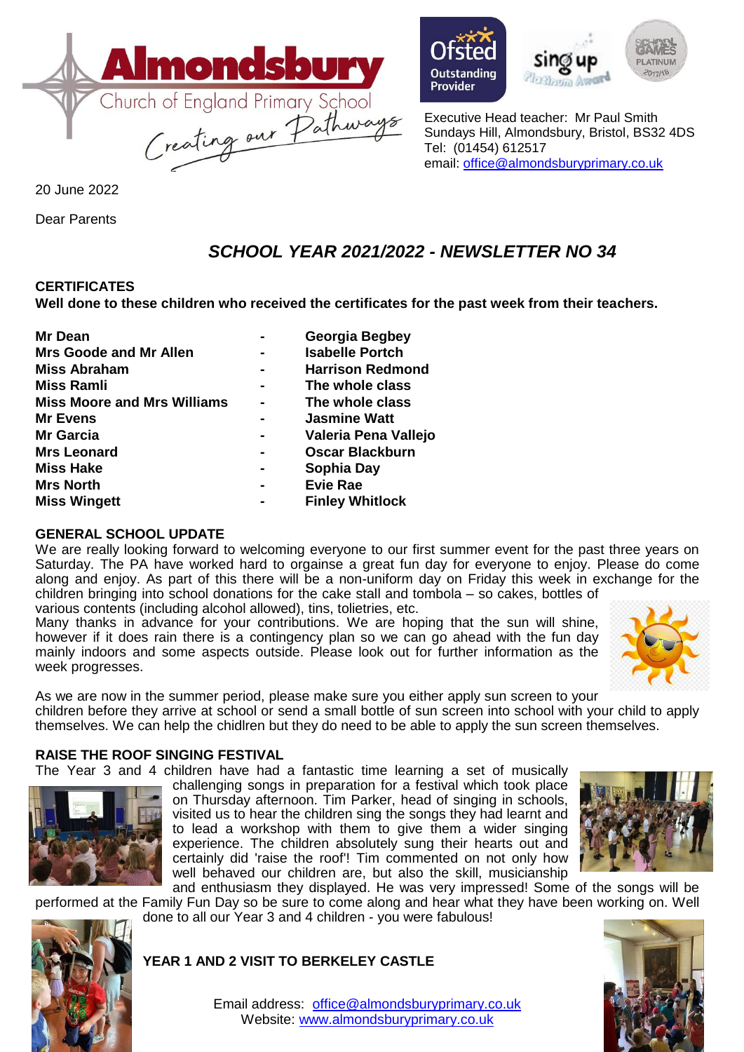**Almondsbury** Church of England Primary School
*Creating our Pathways*

Ofsted Outstanding Provider | Sing up Platinum Award | School Games Platinum 2017/18

Executive Head teacher: Mr Paul Smith
Sundays Hill, Almondsbury, Bristol, BS32 4DS
Tel: (01454) 612517
email: office@almondsburyprimary.co.uk

20 June 2022

Dear Parents

## *SCHOOL YEAR 2021/2022 - NEWSLETTER NO 34*

### CERTIFICATES

**Well done to these children who received the certificates for the past week from their teachers.**

| | | |
|---|---|---|
| **Mr Dean** | - | **Georgia Begbey** |
| **Mrs Goode and Mr Allen** | - | **Isabelle Portch** |
| **Miss Abraham** | - | **Harrison Redmond** |
| **Miss Ramli** | - | **The whole class** |
| **Miss Moore and Mrs Williams** | - | **The whole class** |
| **Mr Evens** | - | **Jasmine Watt** |
| **Mr Garcia** | - | **Valeria Pena Vallejo** |
| **Mrs Leonard** | - | **Oscar Blackburn** |
| **Miss Hake** | - | **Sophia Day** |
| **Mrs North** | - | **Evie Rae** |
| **Miss Wingett** | - | **Finley Whitlock** |

### GENERAL SCHOOL UPDATE

We are really looking forward to welcoming everyone to our first summer event for the past three years on Saturday. The PA have worked hard to orgainse a great fun day for everyone to enjoy. Please do come along and enjoy. As part of this there will be a non-uniform day on Friday this week in exchange for the children bringing into school donations for the cake stall and tombola – so cakes, bottles of various contents (including alcohol allowed), tins, tolietries, etc.

Many thanks in advance for your contributions. We are hoping that the sun will shine, however if it does rain there is a contingency plan so we can go ahead with the fun day mainly indoors and some aspects outside. Please look out for further information as the week progresses.

As we are now in the summer period, please make sure you either apply sun screen to your children before they arrive at school or send a small bottle of sun screen into school with your child to apply themselves. We can help the chidlren but they do need to be able to apply the sun screen themselves.

### RAISE THE ROOF SINGING FESTIVAL

The Year 3 and 4 children have had a fantastic time learning a set of musically challenging songs in preparation for a festival which took place on Thursday afternoon. Tim Parker, head of singing in schools, visited us to hear the children sing the songs they had learnt and to lead a workshop with them to give them a wider singing experience. The children absolutely sung their hearts out and certainly did 'raise the roof'! Tim commented on not only how well behaved our children are, but also the skill, musicianship and enthusiasm they displayed. He was very impressed! Some of the songs will be performed at the Family Fun Day so be sure to come along and hear what they have been working on. Well done to all our Year 3 and 4 children - you were fabulous!

### YEAR 1 AND 2 VISIT TO BERKELEY CASTLE

Email address: office@almondsburyprimary.co.uk
Website: www.almondsburyprimary.co.uk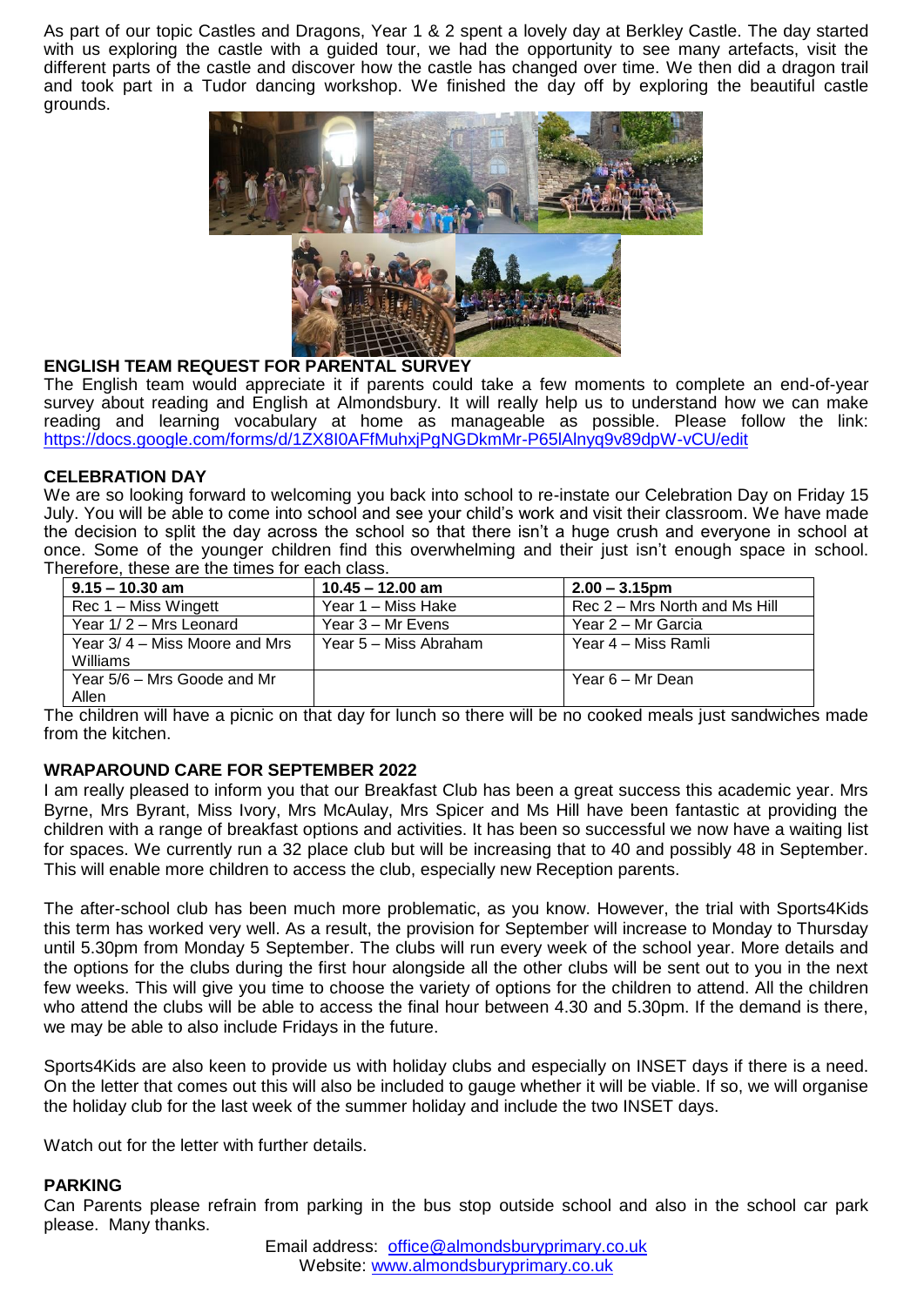As part of our topic Castles and Dragons, Year 1 & 2 spent a lovely day at Berkley Castle. The day started with us exploring the castle with a guided tour, we had the opportunity to see many artefacts, visit the different parts of the castle and discover how the castle has changed over time. We then did a dragon trail and took part in a Tudor dancing workshop. We finished the day off by exploring the beautiful castle grounds.

**ENGLISH TEAM REQUEST FOR PARENTAL SURVEY**

The English team would appreciate it if parents could take a few moments to complete an end-of-year survey about reading and English at Almondsbury. It will really help us to understand how we can make reading and learning vocabulary at home as manageable as possible. Please follow the link: https://docs.google.com/forms/d/1ZX8I0AFfMuhxjPgNGDkmMr-P65lAlnyq9v89dpW-vCU/edit

**CELEBRATION DAY**

We are so looking forward to welcoming you back into school to re-instate our Celebration Day on Friday 15 July. You will be able to come into school and see your child's work and visit their classroom. We have made the decision to split the day across the school so that there isn't a huge crush and everyone in school at once. Some of the younger children find this overwhelming and their just isn't enough space in school. Therefore, these are the times for each class.

| 9.15 – 10.30 am | 10.45 – 12.00 am | 2.00 – 3.15pm |
|---|---|---|
| Rec 1 – Miss Wingett | Year 1 – Miss Hake | Rec 2 – Mrs North and Ms Hill |
| Year 1/ 2 – Mrs Leonard | Year 3 – Mr Evens | Year 2 – Mr Garcia |
| Year 3/ 4 – Miss Moore and Mrs Williams | Year 5 – Miss Abraham | Year 4 – Miss Ramli |
| Year 5/6 – Mrs Goode and Mr Allen | | Year 6 – Mr Dean |

The children will have a picnic on that day for lunch so there will be no cooked meals just sandwiches made from the kitchen.

**WRAPAROUND CARE FOR SEPTEMBER 2022**

I am really pleased to inform you that our Breakfast Club has been a great success this academic year. Mrs Byrne, Mrs Byrant, Miss Ivory, Mrs McAulay, Mrs Spicer and Ms Hill have been fantastic at providing the children with a range of breakfast options and activities. It has been so successful we now have a waiting list for spaces. We currently run a 32 place club but will be increasing that to 40 and possibly 48 in September. This will enable more children to access the club, especially new Reception parents.

The after-school club has been much more problematic, as you know. However, the trial with Sports4Kids this term has worked very well. As a result, the provision for September will increase to Monday to Thursday until 5.30pm from Monday 5 September. The clubs will run every week of the school year. More details and the options for the clubs during the first hour alongside all the other clubs will be sent out to you in the next few weeks. This will give you time to choose the variety of options for the children to attend. All the children who attend the clubs will be able to access the final hour between 4.30 and 5.30pm. If the demand is there, we may be able to also include Fridays in the future.

Sports4Kids are also keen to provide us with holiday clubs and especially on INSET days if there is a need. On the letter that comes out this will also be included to gauge whether it will be viable. If so, we will organise the holiday club for the last week of the summer holiday and include the two INSET days.

Watch out for the letter with further details.

**PARKING**

Can Parents please refrain from parking in the bus stop outside school and also in the school car park please. Many thanks.

Email address: office@almondsburyprimary.co.uk
Website: www.almondsburyprimary.co.uk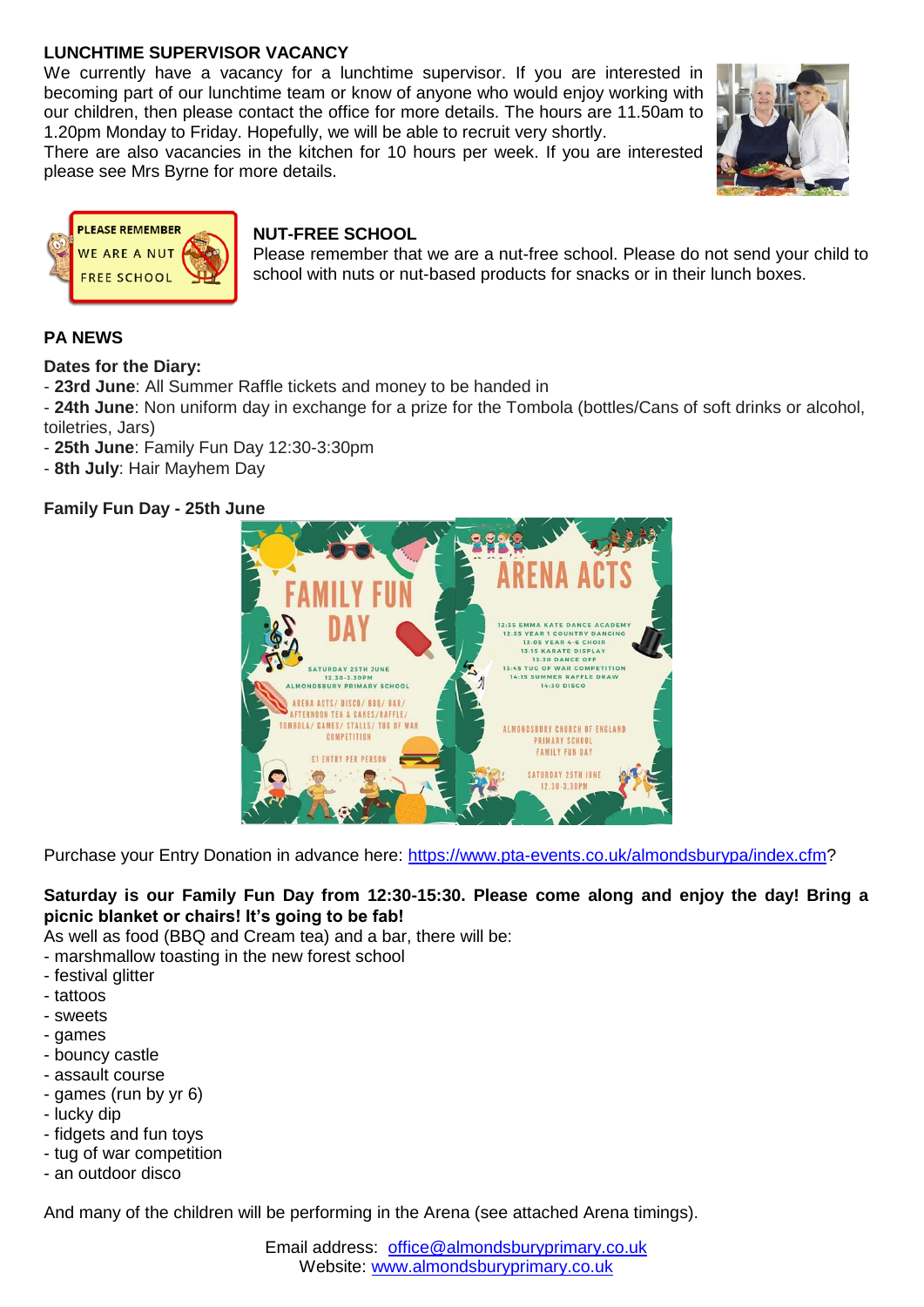**LUNCHTIME SUPERVISOR VACANCY**

We currently have a vacancy for a lunchtime supervisor. If you are interested in becoming part of our lunchtime team or know of anyone who would enjoy working with our children, then please contact the office for more details. The hours are 11.50am to 1.20pm Monday to Friday. Hopefully, we will be able to recruit very shortly.

There are also vacancies in the kitchen for 10 hours per week. If you are interested please see Mrs Byrne for more details.

**NUT-FREE SCHOOL**

Please remember that we are a nut-free school. Please do not send your child to school with nuts or nut-based products for snacks or in their lunch boxes.

**PA NEWS**

**Dates for the Diary:**

- **23rd June**: All Summer Raffle tickets and money to be handed in
- **24th June**: Non uniform day in exchange for a prize for the Tombola (bottles/Cans of soft drinks or alcohol, toiletries, Jars)
- **25th June**: Family Fun Day 12:30-3:30pm
- **8th July**: Hair Mayhem Day

**Family Fun Day - 25th June**

Purchase your Entry Donation in advance here: https://www.pta-events.co.uk/almondsburypa/index.cfm?

**Saturday is our Family Fun Day from 12:30-15:30. Please come along and enjoy the day! Bring a picnic blanket or chairs! It's going to be fab!**

As well as food (BBQ and Cream tea) and a bar, there will be:

- marshmallow toasting in the new forest school
- festival glitter
- tattoos
- sweets
- games
- bouncy castle
- assault course
- games (run by yr 6)
- lucky dip
- fidgets and fun toys
- tug of war competition
- an outdoor disco

And many of the children will be performing in the Arena (see attached Arena timings).

Email address: office@almondsburyprimary.co.uk
Website: www.almondsburyprimary.co.uk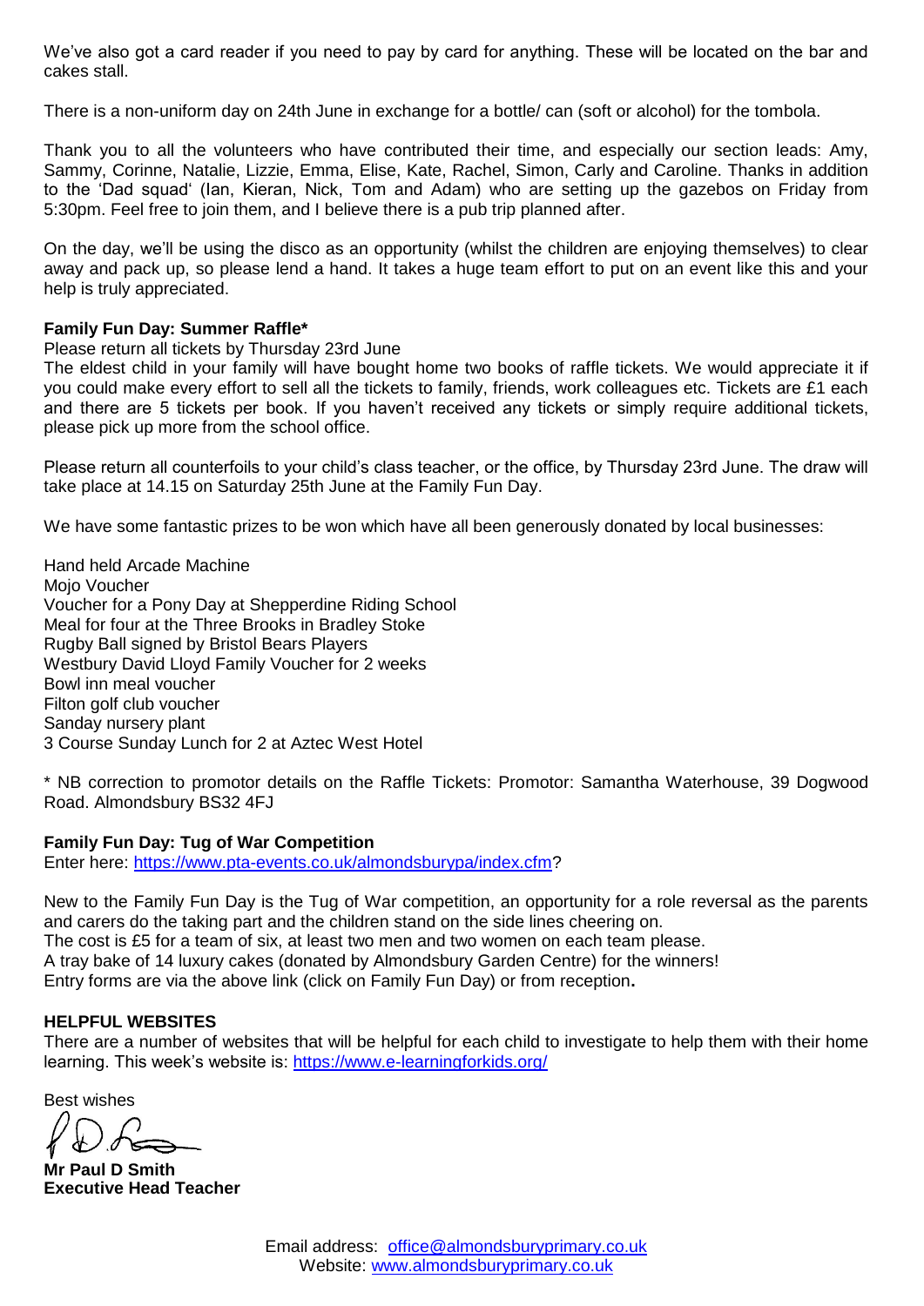We've also got a card reader if you need to pay by card for anything. These will be located on the bar and cakes stall.

There is a non-uniform day on 24th June in exchange for a bottle/ can (soft or alcohol) for the tombola.

Thank you to all the volunteers who have contributed their time, and especially our section leads: Amy, Sammy, Corinne, Natalie, Lizzie, Emma, Elise, Kate, Rachel, Simon, Carly and Caroline. Thanks in addition to the 'Dad squad' (Ian, Kieran, Nick, Tom and Adam) who are setting up the gazebos on Friday from 5:30pm. Feel free to join them, and I believe there is a pub trip planned after.

On the day, we'll be using the disco as an opportunity (whilst the children are enjoying themselves) to clear away and pack up, so please lend a hand. It takes a huge team effort to put on an event like this and your help is truly appreciated.

**Family Fun Day: Summer Raffle***

Please return all tickets by Thursday 23rd June

The eldest child in your family will have bought home two books of raffle tickets. We would appreciate it if you could make every effort to sell all the tickets to family, friends, work colleagues etc. Tickets are £1 each and there are 5 tickets per book. If you haven't received any tickets or simply require additional tickets, please pick up more from the school office.

Please return all counterfoils to your child's class teacher, or the office, by Thursday 23rd June. The draw will take place at 14.15 on Saturday 25th June at the Family Fun Day.

We have some fantastic prizes to be won which have all been generously donated by local businesses:

Hand held Arcade Machine
Mojo Voucher
Voucher for a Pony Day at Shepperdine Riding School
Meal for four at the Three Brooks in Bradley Stoke
Rugby Ball signed by Bristol Bears Players
Westbury David Lloyd Family Voucher for 2 weeks
Bowl inn meal voucher
Filton golf club voucher
Sanday nursery plant
3 Course Sunday Lunch for 2 at Aztec West Hotel

* NB correction to promotor details on the Raffle Tickets: Promotor: Samantha Waterhouse, 39 Dogwood Road. Almondsbury BS32 4FJ

**Family Fun Day: Tug of War Competition**

Enter here: https://www.pta-events.co.uk/almondsburypa/index.cfm?

New to the Family Fun Day is the Tug of War competition, an opportunity for a role reversal as the parents and carers do the taking part and the children stand on the side lines cheering on.
The cost is £5 for a team of six, at least two men and two women on each team please.
A tray bake of 14 luxury cakes (donated by Almondsbury Garden Centre) for the winners!
Entry forms are via the above link (click on Family Fun Day) or from reception**.**

**HELPFUL WEBSITES**

There are a number of websites that will be helpful for each child to investigate to help them with their home learning. This week's website is: https://www.e-learningforkids.org/

Best wishes

**Mr Paul D Smith**
**Executive Head Teacher**

Email address: office@almondsburyprimary.co.uk
Website: www.almondsburyprimary.co.uk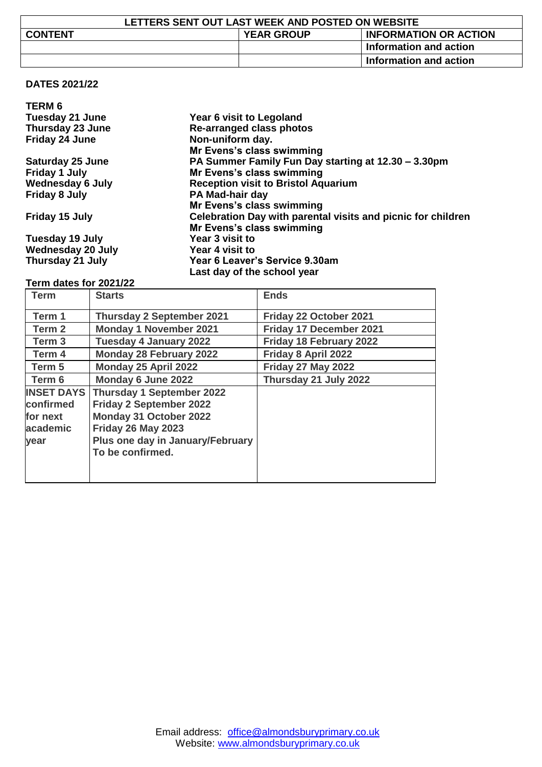| LETTERS SENT OUT LAST WEEK AND POSTED ON WEBSITE | | |
|---|---|---|
| **CONTENT** | **YEAR GROUP** | **INFORMATION OR ACTION** |
| | | **Information and action** |
| | | **Information and action** |

**DATES 2021/22**

**TERM 6**

| | |
|---|---|
| **Tuesday 21 June** | **Year 6 visit to Legoland** |
| **Thursday 23 June** | **Re-arranged class photos** |
| **Friday 24 June** | **Non-uniform day.**<br>**Mr Evens's class swimming** |
| **Saturday 25 June** | **PA Summer Family Fun Day starting at 12.30 – 3.30pm** |
| **Friday 1 July** | **Mr Evens's class swimming** |
| **Wednesday 6 July** | **Reception visit to Bristol Aquarium** |
| **Friday 8 July** | **PA Mad-hair day**<br>**Mr Evens's class swimming** |
| **Friday 15 July** | **Celebration Day with parental visits and picnic for children**<br>**Mr Evens's class swimming** |
| **Tuesday 19 July** | **Year 3 visit to** |
| **Wednesday 20 July** | **Year 4 visit to** |
| **Thursday 21 July** | **Year 6 Leaver's Service 9.30am**<br>**Last day of the school year** |

**Term dates for 2021/22**

| Term | Starts | Ends |
|---|---|---|
| Term 1 | Thursday 2 September 2021 | Friday 22 October 2021 |
| Term 2 | Monday 1 November 2021 | Friday 17 December 2021 |
| Term 3 | Tuesday 4 January 2022 | Friday 18 February 2022 |
| Term 4 | Monday 28 February 2022 | Friday 8 April 2022 |
| Term 5 | Monday 25 April 2022 | Friday 27 May 2022 |
| Term 6 | Monday 6 June 2022 | Thursday 21 July 2022 |
| INSET DAYS confirmed for next academic year | Thursday 1 September 2022<br>Friday 2 September 2022<br>Monday 31 October 2022<br>Friday 26 May 2023<br>Plus one day in January/February<br>To be confirmed. | |

Email address: office@almondsburyprimary.co.uk
Website: www.almondsburyprimary.co.uk